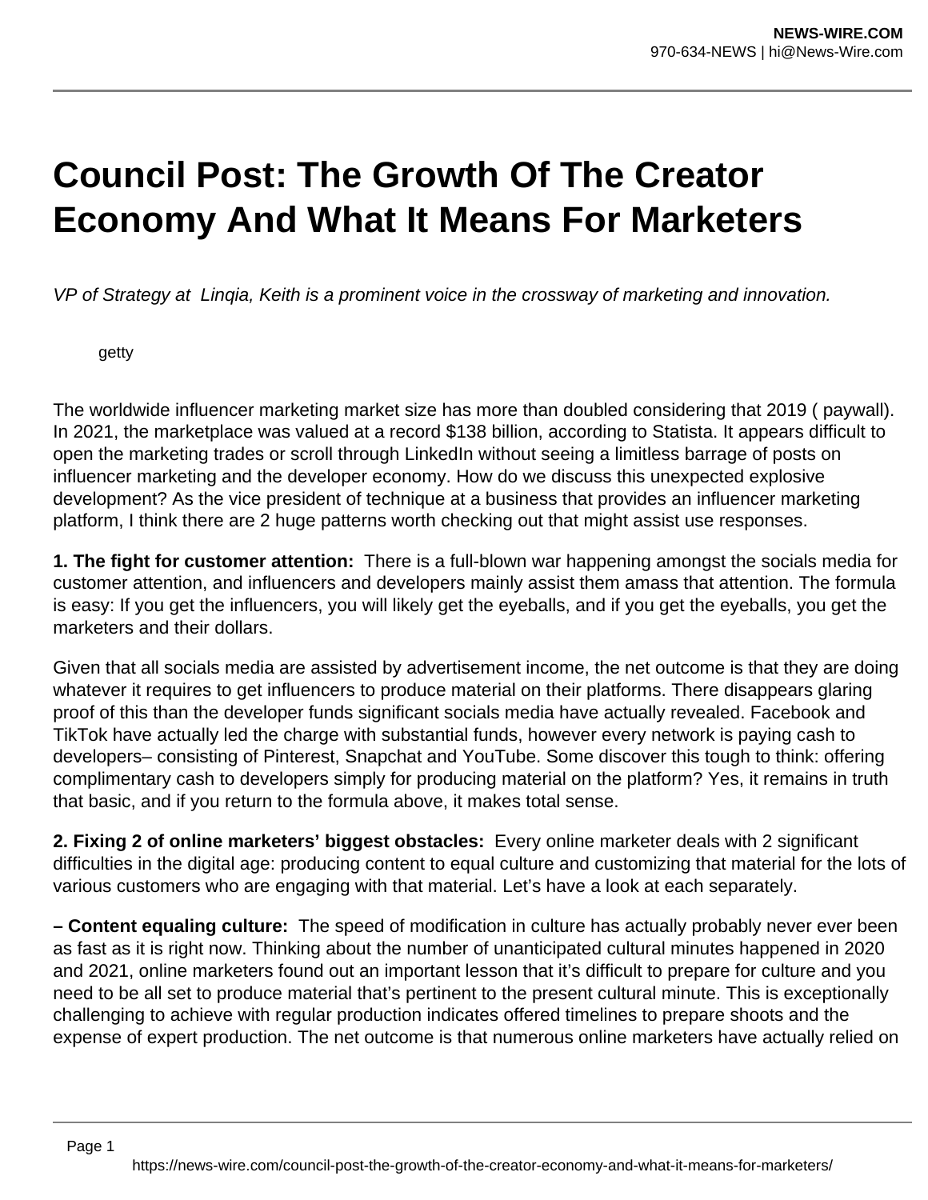# Council Post: The Growth Of The Creator Economy And What It Means For Marketers

*VP of Strategy at  Linqia, Keith is a prominent voice in the crossway of marketing and innovation.*

getty

The worldwide influencer marketing market size has more than doubled considering that 2019 ( paywall). In 2021, the marketplace was valued at a record $138 billion, according to Statista. It appears difficult to open the marketing trades or scroll through LinkedIn without seeing a limitless barrage of posts on influencer marketing and the developer economy. How do we discuss this unexpected explosive development? As the vice president of technique at a business that provides an influencer marketing platform, I think there are 2 huge patterns worth checking out that might assist use responses.

**1. The fight for customer attention:** There is a full-blown war happening amongst the socials media for customer attention, and influencers and developers mainly assist them amass that attention. The formula is easy: If you get the influencers, you will likely get the eyeballs, and if you get the eyeballs, you get the marketers and their dollars.

Given that all socials media are assisted by advertisement income, the net outcome is that they are doing whatever it requires to get influencers to produce material on their platforms. There disappears glaring proof of this than the developer funds significant socials media have actually revealed. Facebook and TikTok have actually led the charge with substantial funds, however every network is paying cash to developers– consisting of Pinterest, Snapchat and YouTube. Some discover this tough to think: offering complimentary cash to developers simply for producing material on the platform? Yes, it remains in truth that basic, and if you return to the formula above, it makes total sense.

**2. Fixing 2 of online marketers' biggest obstacles:** Every online marketer deals with 2 significant difficulties in the digital age: producing content to equal culture and customizing that material for the lots of various customers who are engaging with that material. Let's have a look at each separately.

**– Content equaling culture:** The speed of modification in culture has actually probably never ever been as fast as it is right now. Thinking about the number of unanticipated cultural minutes happened in 2020 and 2021, online marketers found out an important lesson that it's difficult to prepare for culture and you need to be all set to produce material that's pertinent to the present cultural minute. This is exceptionally challenging to achieve with regular production indicates offered timelines to prepare shoots and the expense of expert production. The net outcome is that numerous online marketers have actually relied on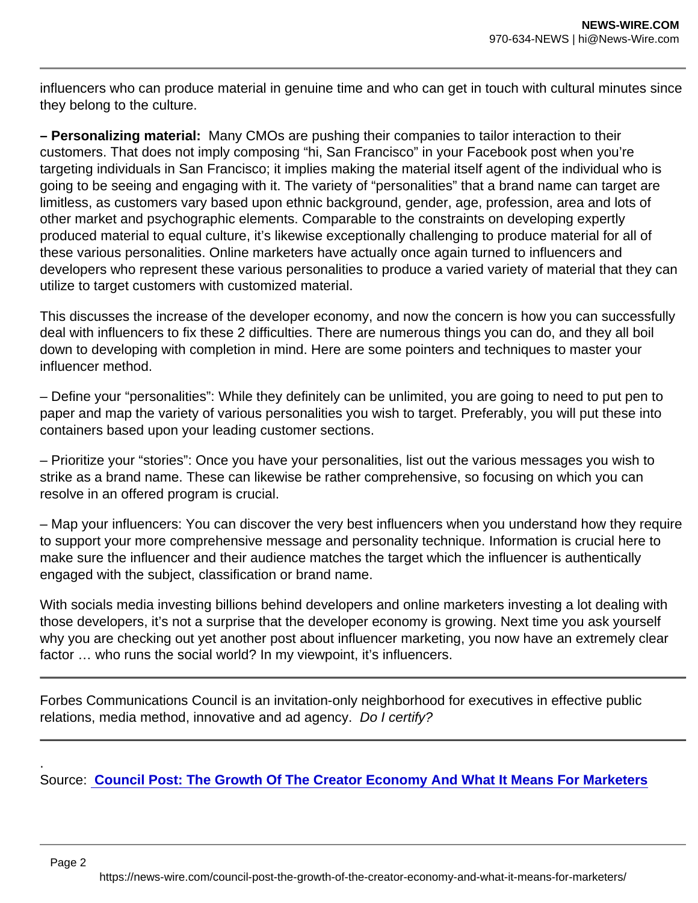influencers who can produce material in genuine time and who can get in touch with cultural minutes since they belong to the culture.

**– Personalizing material:** Many CMOs are pushing their companies to tailor interaction to their customers. That does not imply composing "hi, San Francisco" in your Facebook post when you're targeting individuals in San Francisco; it implies making the material itself agent of the individual who is going to be seeing and engaging with it. The variety of "personalities" that a brand name can target are limitless, as customers vary based upon ethnic background, gender, age, profession, area and lots of other market and psychographic elements. Comparable to the constraints on developing expertly produced material to equal culture, it's likewise exceptionally challenging to produce material for all of these various personalities. Online marketers have actually once again turned to influencers and developers who represent these various personalities to produce a varied variety of material that they can utilize to target customers with customized material.

This discusses the increase of the developer economy, and now the concern is how you can successfully deal with influencers to fix these 2 difficulties. There are numerous things you can do, and they all boil down to developing with completion in mind. Here are some pointers and techniques to master your influencer method.

– Define your "personalities": While they definitely can be unlimited, you are going to need to put pen to paper and map the variety of various personalities you wish to target. Preferably, you will put these into containers based upon your leading customer sections.

– Prioritize your "stories": Once you have your personalities, list out the various messages you wish to strike as a brand name. These can likewise be rather comprehensive, so focusing on which you can resolve in an offered program is crucial.

– Map your influencers: You can discover the very best influencers when you understand how they require to support your more comprehensive message and personality technique. Information is crucial here to make sure the influencer and their audience matches the target which the influencer is authentically engaged with the subject, classification or brand name.

With socials media investing billions behind developers and online marketers investing a lot dealing with those developers, it's not a surprise that the developer economy is growing. Next time you ask yourself why you are checking out yet another post about influencer marketing, you now have an extremely clear factor … who runs the social world? In my viewpoint, it's influencers.

---

Forbes Communications Council is an invitation-only neighborhood for executives in effective public relations, media method, innovative and ad agency. *Do I certify?*

---

.
Source: **[Council Post: The Growth Of The Creator Economy And What It Means For Marketers]()**